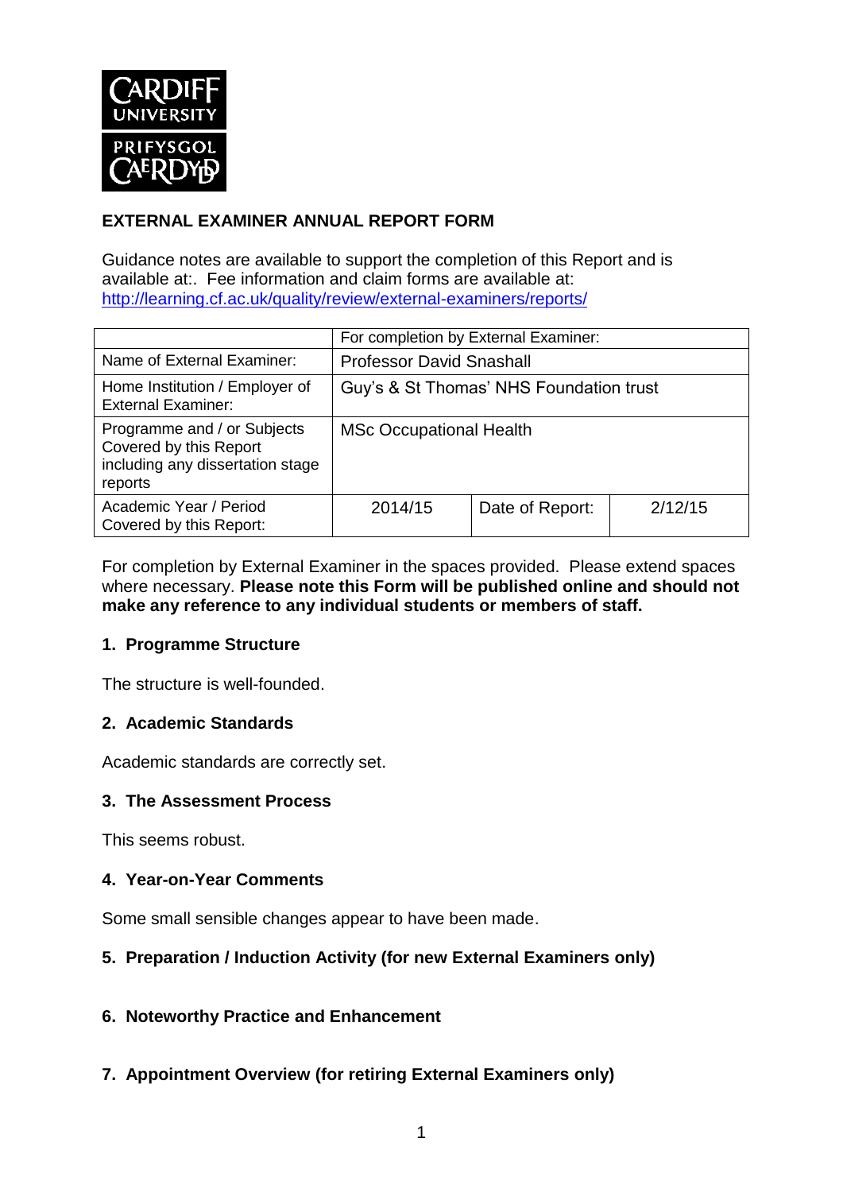CARDIFF UNIVERSITY
PRIFYSGOL CAERDYD

## EXTERNAL EXAMINER ANNUAL REPORT FORM

Guidance notes are available to support the completion of this Report and is available at:. Fee information and claim forms are available at: http://learning.cf.ac.uk/quality/review/external-examiners/reports/

| | For completion by External Examiner: | | |
|---|---|---|---|
| Name of External Examiner: | Professor David Snashall | | |
| Home Institution / Employer of External Examiner: | Guy's & St Thomas' NHS Foundation trust | | |
| Programme and / or Subjects Covered by this Report including any dissertation stage reports | MSc Occupational Health | | |
| Academic Year / Period Covered by this Report: | 2014/15 | Date of Report: | 2/12/15 |

For completion by External Examiner in the spaces provided. Please extend spaces where necessary. **Please note this Form will be published online and should not make any reference to any individual students or members of staff.**

### 1. Programme Structure

The structure is well-founded.

### 2. Academic Standards

Academic standards are correctly set.

### 3. The Assessment Process

This seems robust.

### 4. Year-on-Year Comments

Some small sensible changes appear to have been made.

### 5. Preparation / Induction Activity (for new External Examiners only)

### 6. Noteworthy Practice and Enhancement

### 7. Appointment Overview (for retiring External Examiners only)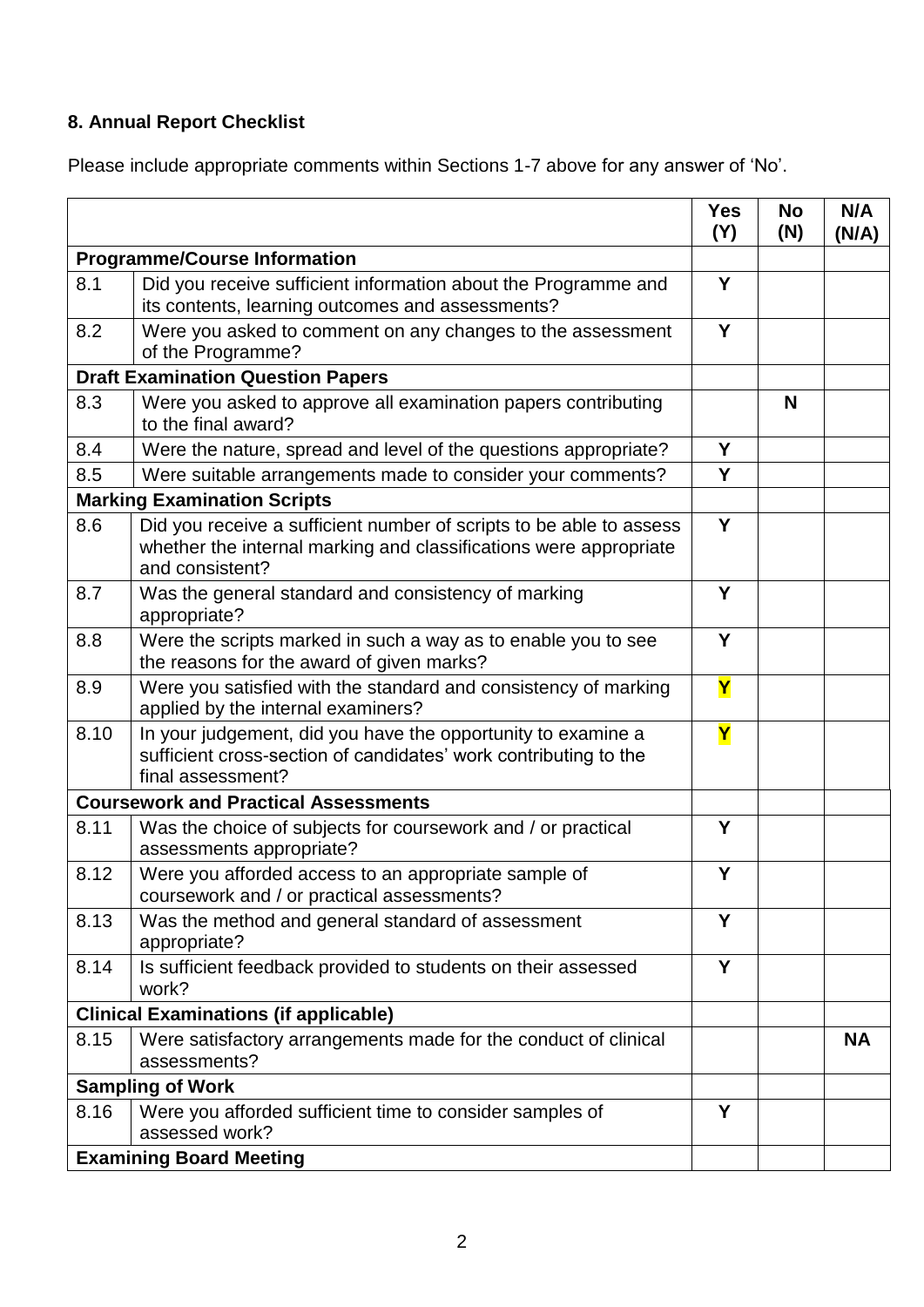## 8. Annual Report Checklist

Please include appropriate comments within Sections 1-7 above for any answer of 'No'.

| | | Yes (Y) | No (N) | N/A (N/A) |
|---|---|---|---|---|
| **Programme/Course Information** | | | | |
| 8.1 | Did you receive sufficient information about the Programme and its contents, learning outcomes and assessments? | Y | | |
| 8.2 | Were you asked to comment on any changes to the assessment of the Programme? | Y | | |
| **Draft Examination Question Papers** | | | | |
| 8.3 | Were you asked to approve all examination papers contributing to the final award? | | N | |
| 8.4 | Were the nature, spread and level of the questions appropriate? | Y | | |
| 8.5 | Were suitable arrangements made to consider your comments? | Y | | |
| **Marking Examination Scripts** | | | | |
| 8.6 | Did you receive a sufficient number of scripts to be able to assess whether the internal marking and classifications were appropriate and consistent? | Y | | |
| 8.7 | Was the general standard and consistency of marking appropriate? | Y | | |
| 8.8 | Were the scripts marked in such a way as to enable you to see the reasons for the award of given marks? | Y | | |
| 8.9 | Were you satisfied with the standard and consistency of marking applied by the internal examiners? | Y | | |
| 8.10 | In your judgement, did you have the opportunity to examine a sufficient cross-section of candidates' work contributing to the final assessment? | Y | | |
| **Coursework and Practical Assessments** | | | | |
| 8.11 | Was the choice of subjects for coursework and / or practical assessments appropriate? | Y | | |
| 8.12 | Were you afforded access to an appropriate sample of coursework and / or practical assessments? | Y | | |
| 8.13 | Was the method and general standard of assessment appropriate? | Y | | |
| 8.14 | Is sufficient feedback provided to students on their assessed work? | Y | | |
| **Clinical Examinations (if applicable)** | | | | |
| 8.15 | Were satisfactory arrangements made for the conduct of clinical assessments? | | | NA |
| **Sampling of Work** | | | | |
| 8.16 | Were you afforded sufficient time to consider samples of assessed work? | Y | | |
| **Examining Board Meeting** | | | | |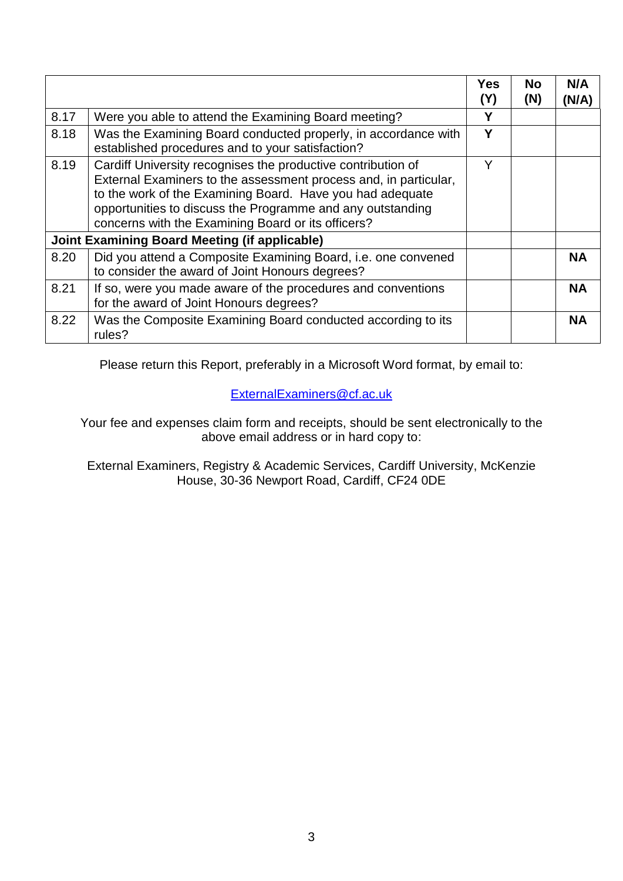| | | Yes (Y) | No (N) | N/A (N/A) |
|---|---|---|---|---|
| 8.17 | Were you able to attend the Examining Board meeting? | **Y** | | |
| 8.18 | Was the Examining Board conducted properly, in accordance with established procedures and to your satisfaction? | **Y** | | |
| 8.19 | Cardiff University recognises the productive contribution of External Examiners to the assessment process and, in particular, to the work of the Examining Board. Have you had adequate opportunities to discuss the Programme and any outstanding concerns with the Examining Board or its officers? | Y | | |
| **Joint Examining Board Meeting (if applicable)** | | | | |
| 8.20 | Did you attend a Composite Examining Board, i.e. one convened to consider the award of Joint Honours degrees? | | | **NA** |
| 8.21 | If so, were you made aware of the procedures and conventions for the award of Joint Honours degrees? | | | **NA** |
| 8.22 | Was the Composite Examining Board conducted according to its rules? | | | **NA** |

Please return this Report, preferably in a Microsoft Word format, by email to:

ExternalExaminers@cf.ac.uk

Your fee and expenses claim form and receipts, should be sent electronically to the above email address or in hard copy to:

External Examiners, Registry & Academic Services, Cardiff University, McKenzie House, 30-36 Newport Road, Cardiff, CF24 0DE